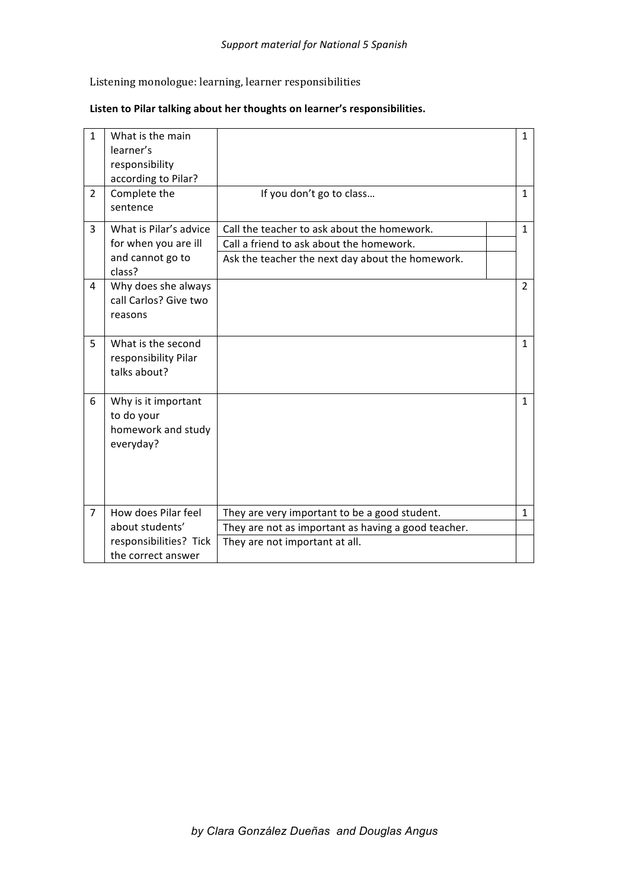Listening monologue: learning, learner responsibilities

**Listen to Pilar talking about her thoughts on learner's responsibilities.**

| | | | | |
|---|---|---|---|---|
| 1 | What is the main learner's responsibility according to Pilar? | | | 1 |
| 2 | Complete the sentence | If you don't go to class… | | 1 |
| 3 | What is Pilar's advice for when you are ill and cannot go to class? | Call the teacher to ask about the homework. | | 1 |
| | | Call a friend to ask about the homework. | | |
| | | Ask the teacher the next day about the homework. | | |
| 4 | Why does she always call Carlos? Give two reasons | | | 2 |
| 5 | What is the second responsibility Pilar talks about? | | | 1 |
| 6 | Why is it important to do your homework and study everyday? | | | 1 |
| 7 | How does Pilar feel about students' responsibilities? Tick the correct answer | They are very important to be a good student. | | 1 |
| | | They are not as important as having a good teacher. | | |
| | | They are not important at all. | | |

*by Clara González Dueñas and Douglas Angus*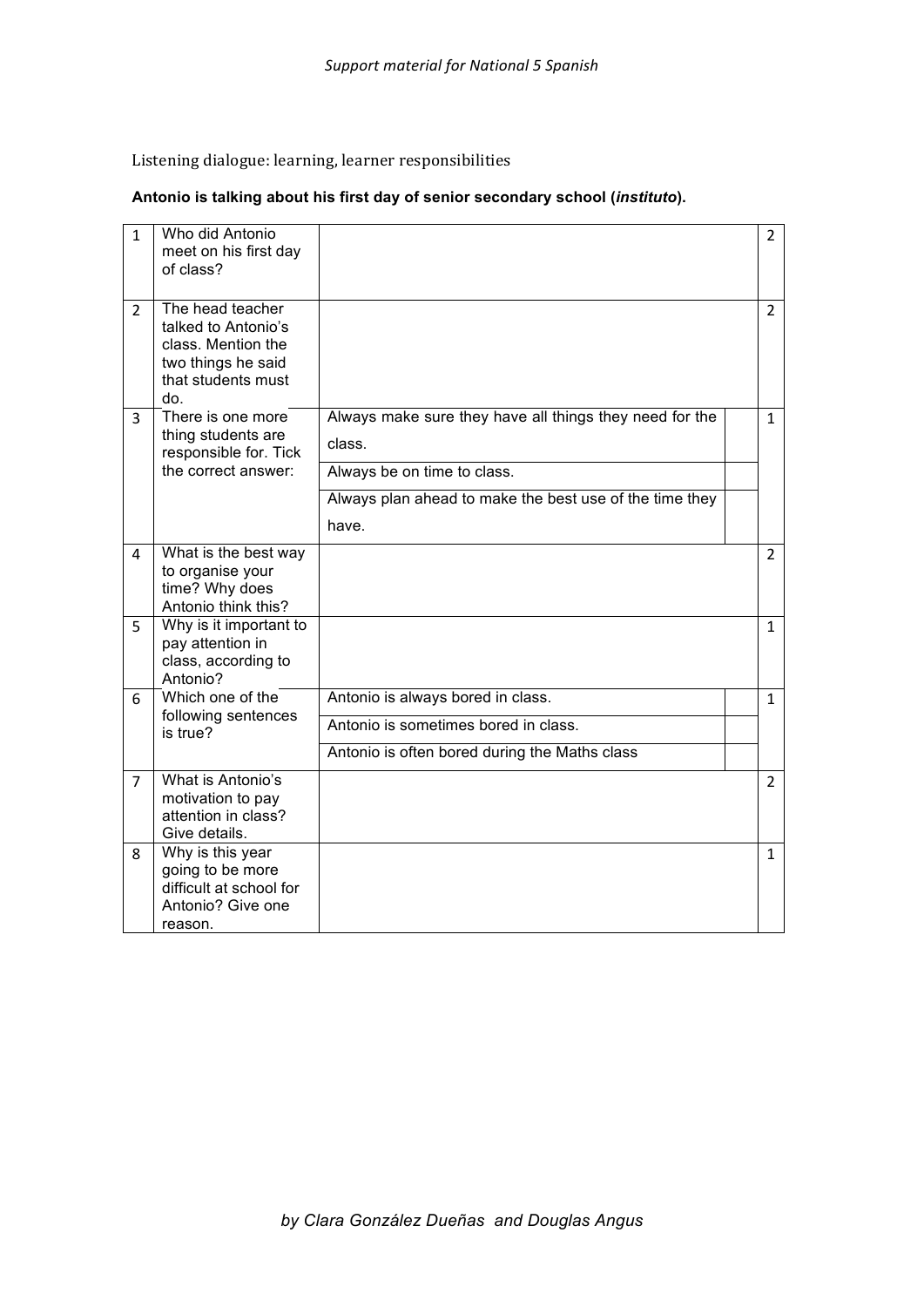Listening dialogue: learning, learner responsibilities

**Antonio is talking about his first day of senior secondary school (*instituto*).**

| | | | | |
|---|---|---|---|---|
| 1 | Who did Antonio meet on his first day of class? | | | 2 |
| 2 | The head teacher talked to Antonio's class. Mention the two things he said that students must do. | | | 2 |
| 3 | There is one more thing students are responsible for. Tick the correct answer: | Always make sure they have all things they need for the class. | | 1 |
| | | Always be on time to class. | | |
| | | Always plan ahead to make the best use of the time they have. | | |
| 4 | What is the best way to organise your time? Why does Antonio think this? | | | 2 |
| 5 | Why is it important to pay attention in class, according to Antonio? | | | 1 |
| 6 | Which one of the following sentences is true? | Antonio is always bored in class. | | 1 |
| | | Antonio is sometimes bored in class. | | |
| | | Antonio is often bored during the Maths class | | |
| 7 | What is Antonio's motivation to pay attention in class? Give details. | | | 2 |
| 8 | Why is this year going to be more difficult at school for Antonio? Give one reason. | | | 1 |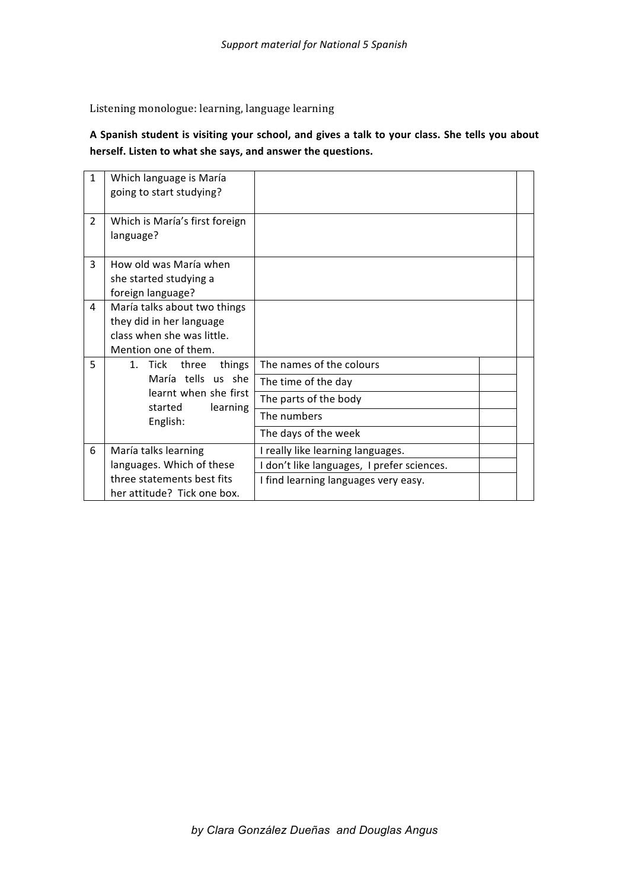Listening monologue: learning, language learning

**A Spanish student is visiting your school, and gives a talk to your class. She tells you about herself. Listen to what she says, and answer the questions.**

| | | | | |
|---|---|---|---|---|
| 1 | Which language is María going to start studying? | | | |
| 2 | Which is María's first foreign language? | | | |
| 3 | How old was María when she started studying a foreign language? | | | |
| 4 | María talks about two things they did in her language class when she was little. Mention one of them. | | | |
| 5 | 1. Tick three things María tells us she learnt when she first started learning English: | The names of the colours | | |
| | | The time of the day | | |
| | | The parts of the body | | |
| | | The numbers | | |
| | | The days of the week | | |
| 6 | María talks learning languages. Which of these three statements best fits her attitude? Tick one box. | I really like learning languages. | | |
| | | I don't like languages, I prefer sciences. | | |
| | | I find learning languages very easy. | | |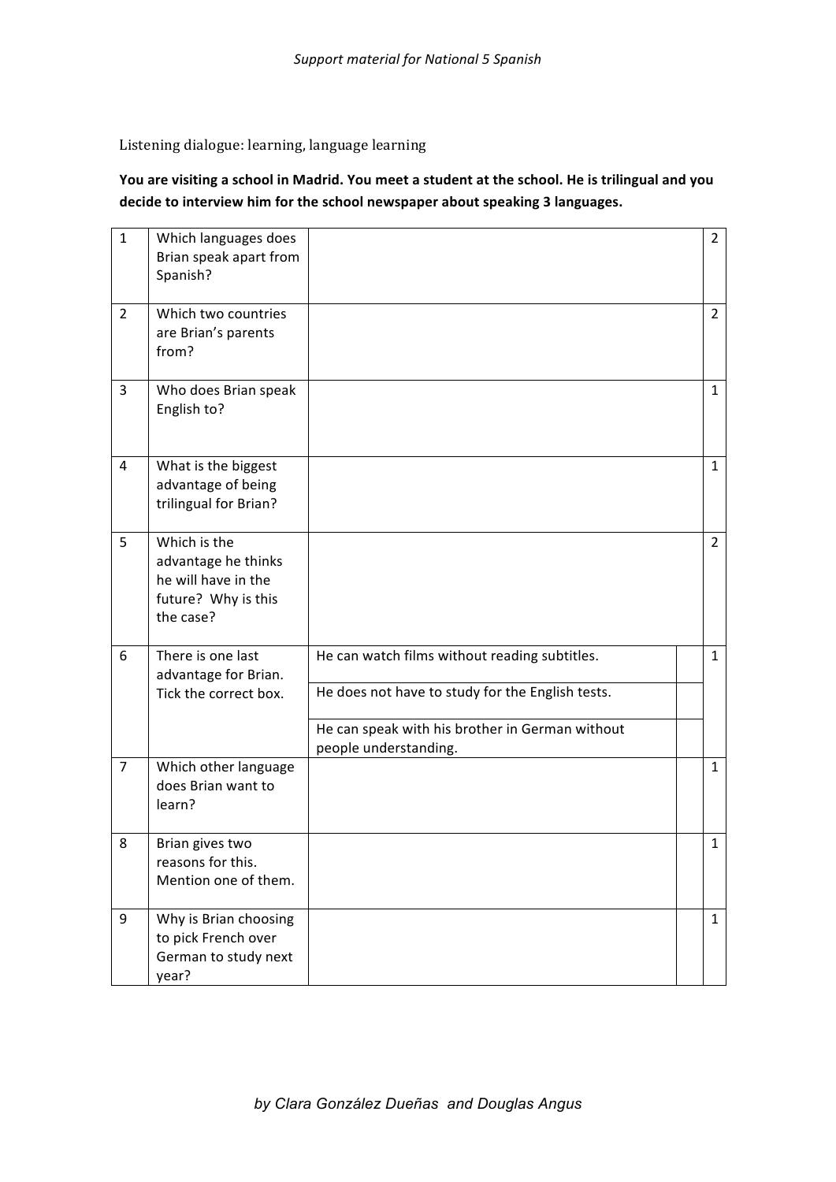Listening dialogue: learning, language learning

**You are visiting a school in Madrid. You meet a student at the school. He is trilingual and you decide to interview him for the school newspaper about speaking 3 languages.**

| | | | | |
|---|---|---|---|---|
| 1 | Which languages does Brian speak apart from Spanish? | | | 2 |
| 2 | Which two countries are Brian's parents from? | | | 2 |
| 3 | Who does Brian speak English to? | | | 1 |
| 4 | What is the biggest advantage of being trilingual for Brian? | | | 1 |
| 5 | Which is the advantage he thinks he will have in the future? Why is this the case? | | | 2 |
| 6 | There is one last advantage for Brian. Tick the correct box. | He can watch films without reading subtitles. | | 1 |
| | | He does not have to study for the English tests. | | |
| | | He can speak with his brother in German without people understanding. | | |
| 7 | Which other language does Brian want to learn? | | | 1 |
| 8 | Brian gives two reasons for this. Mention one of them. | | | 1 |
| 9 | Why is Brian choosing to pick French over German to study next year? | | | 1 |